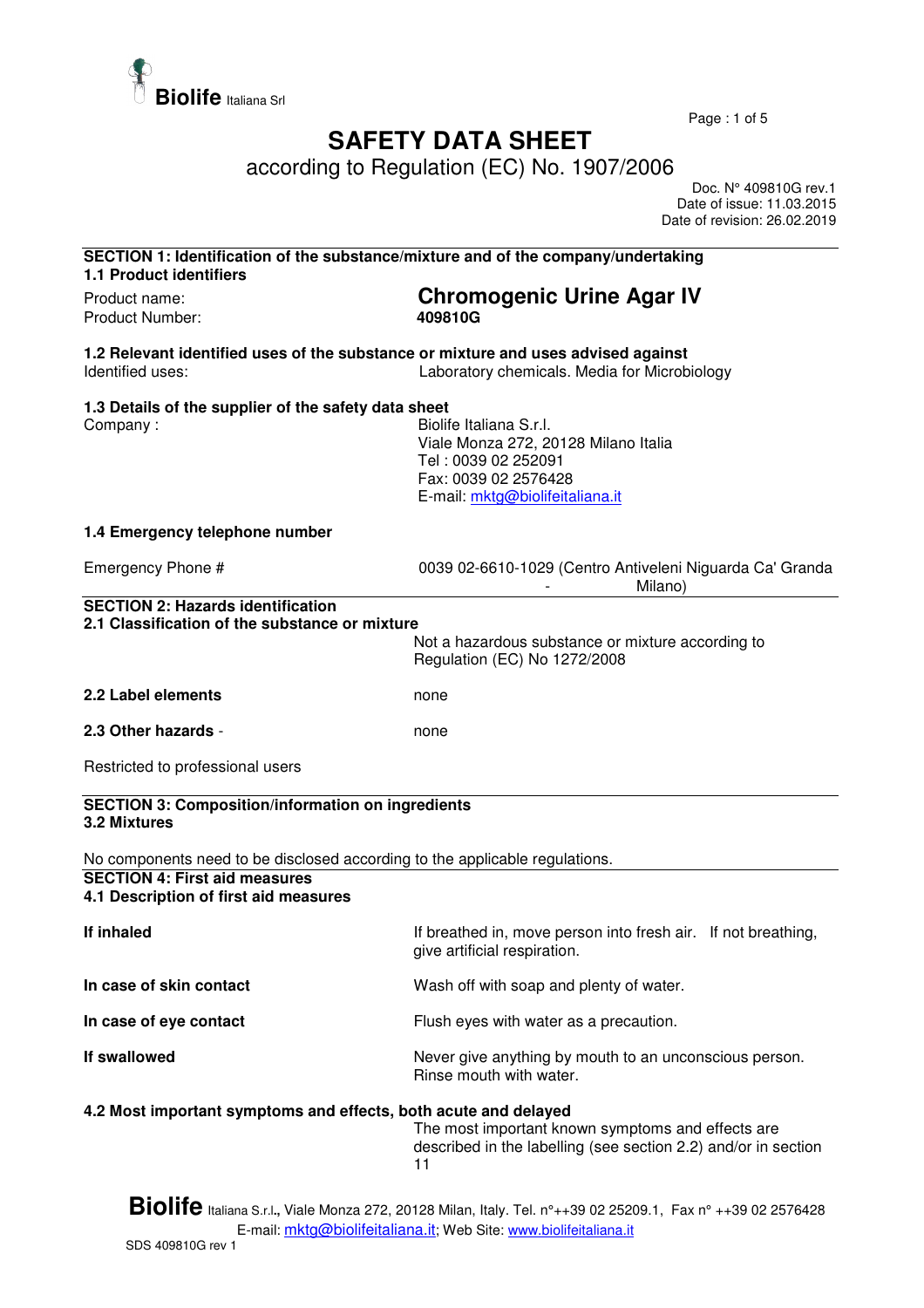Biolife Italiana Srl

# SAFETY DATA SHEET

according to Regulation (EC) No. 1907/2006

Doc. N° 409810G rev.1
Date of issue: 11.03.2015
Date of revision: 26.02.2019

## SECTION 1: Identification of the substance/mixture and of the company/undertaking

### 1.1 Product identifiers

Product name: **Chromogenic Urine Agar IV**
Product Number: **409810G**

### 1.2 Relevant identified uses of the substance or mixture and uses advised against

Identified uses: Laboratory chemicals. Media for Microbiology

### 1.3 Details of the supplier of the safety data sheet

Company : Biolife Italiana S.r.l.
Viale Monza 272, 20128 Milano Italia
Tel : 0039 02 252091
Fax: 0039 02 2576428
E-mail: mktg@biolifeitaliana.it

### 1.4 Emergency telephone number

Emergency Phone # 0039 02-6610-1029 (Centro Antiveleni Niguarda Ca' Granda - Milano)

## SECTION 2: Hazards identification

### 2.1 Classification of the substance or mixture

Not a hazardous substance or mixture according to Regulation (EC) No 1272/2008

**2.2 Label elements** none

**2.3 Other hazards** - none

Restricted to professional users

## SECTION 3: Composition/information on ingredients

### 3.2 Mixtures

No components need to be disclosed according to the applicable regulations.

## SECTION 4: First aid measures

### 4.1 Description of first aid measures

**If inhaled** If breathed in, move person into fresh air. If not breathing, give artificial respiration.

**In case of skin contact** Wash off with soap and plenty of water.

**In case of eye contact** Flush eyes with water as a precaution.

**If swallowed** Never give anything by mouth to an unconscious person. Rinse mouth with water.

### 4.2 Most important symptoms and effects, both acute and delayed

The most important known symptoms and effects are described in the labelling (see section 2.2) and/or in section 11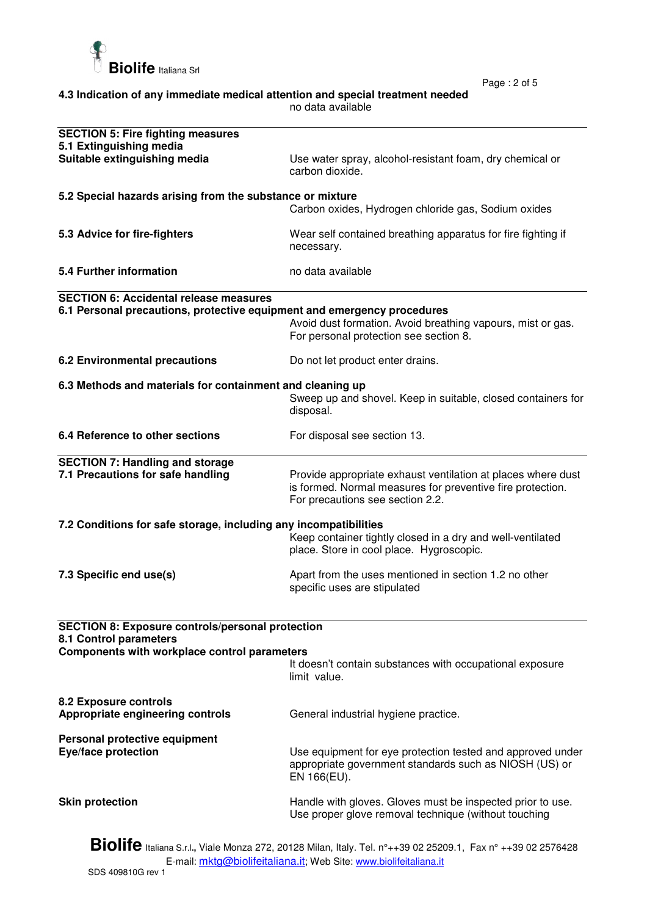#### 4.3 Indication of any immediate medical attention and special treatment needed

no data available

## SECTION 5: Fire fighting measures

### 5.1 Extinguishing media

**Suitable extinguishing media**

Use water spray, alcohol-resistant foam, dry chemical or carbon dioxide.

### 5.2 Special hazards arising from the substance or mixture

Carbon oxides, Hydrogen chloride gas, Sodium oxides

### 5.3 Advice for fire-fighters

Wear self contained breathing apparatus for fire fighting if necessary.

### 5.4 Further information

no data available

## SECTION 6: Accidental release measures

### 6.1 Personal precautions, protective equipment and emergency procedures

Avoid dust formation. Avoid breathing vapours, mist or gas. For personal protection see section 8.

### 6.2 Environmental precautions

Do not let product enter drains.

### 6.3 Methods and materials for containment and cleaning up

Sweep up and shovel. Keep in suitable, closed containers for disposal.

### 6.4 Reference to other sections

For disposal see section 13.

## SECTION 7: Handling and storage

### 7.1 Precautions for safe handling

Provide appropriate exhaust ventilation at places where dust is formed. Normal measures for preventive fire protection. For precautions see section 2.2.

### 7.2 Conditions for safe storage, including any incompatibilities

Keep container tightly closed in a dry and well-ventilated place. Store in cool place. Hygroscopic.

### 7.3 Specific end use(s)

Apart from the uses mentioned in section 1.2 no other specific uses are stipulated

## SECTION 8: Exposure controls/personal protection

### 8.1 Control parameters

**Components with workplace control parameters**

It doesn't contain substances with occupational exposure limit value.

### 8.2 Exposure controls

**Appropriate engineering controls**

General industrial hygiene practice.

**Personal protective equipment**

**Eye/face protection**

Use equipment for eye protection tested and approved under appropriate government standards such as NIOSH (US) or EN 166(EU).

**Skin protection**

Handle with gloves. Gloves must be inspected prior to use. Use proper glove removal technique (without touching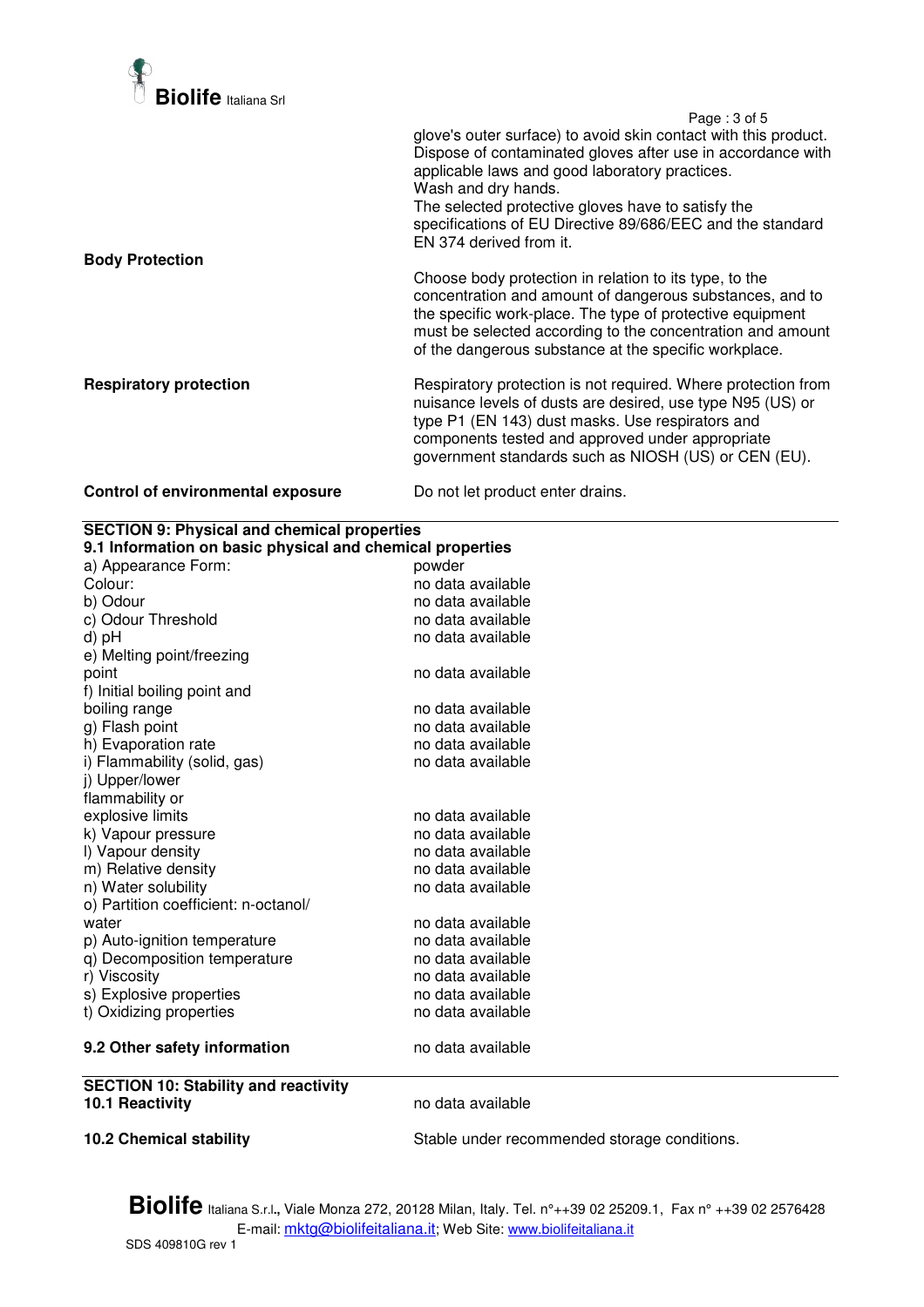glove's outer surface) to avoid skin contact with this product. Dispose of contaminated gloves after use in accordance with applicable laws and good laboratory practices.
Wash and dry hands.
The selected protective gloves have to satisfy the specifications of EU Directive 89/686/EEC and the standard EN 374 derived from it.

**Body Protection**

Choose body protection in relation to its type, to the concentration and amount of dangerous substances, and to the specific work-place. The type of protective equipment must be selected according to the concentration and amount of the dangerous substance at the specific workplace.

**Respiratory protection**

Respiratory protection is not required. Where protection from nuisance levels of dusts are desired, use type N95 (US) or type P1 (EN 143) dust masks. Use respirators and components tested and approved under appropriate government standards such as NIOSH (US) or CEN (EU).

**Control of environmental exposure**

Do not let product enter drains.

## SECTION 9: Physical and chemical properties

### 9.1 Information on basic physical and chemical properties

| | |
|---|---|
| a) Appearance Form: | powder |
| Colour: | no data available |
| b) Odour | no data available |
| c) Odour Threshold | no data available |
| d) pH | no data available |
| e) Melting point/freezing point | no data available |
| f) Initial boiling point and boiling range | no data available |
| g) Flash point | no data available |
| h) Evaporation rate | no data available |
| i) Flammability (solid, gas) | no data available |
| j) Upper/lower flammability or explosive limits | no data available |
| k) Vapour pressure | no data available |
| l) Vapour density | no data available |
| m) Relative density | no data available |
| n) Water solubility | no data available |
| o) Partition coefficient: n-octanol/ water | no data available |
| p) Auto-ignition temperature | no data available |
| q) Decomposition temperature | no data available |
| r) Viscosity | no data available |
| s) Explosive properties | no data available |
| t) Oxidizing properties | no data available |

**9.2 Other safety information** no data available

## SECTION 10: Stability and reactivity

**10.1 Reactivity** no data available

**10.2 Chemical stability** Stable under recommended storage conditions.

**Biolife** Italiana S.r.l., Viale Monza 272, 20128 Milan, Italy. Tel. n°++39 02 25209.1, Fax n° ++39 02 2576428
E-mail: mktg@biolifeitaliana.it; Web Site: www.biolifeitaliana.it
SDS 409810G rev 1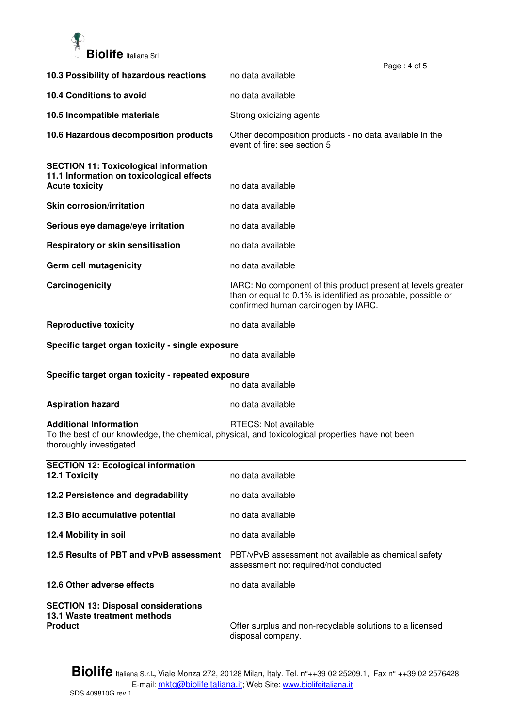**10.3 Possibility of hazardous reactions** no data available

**10.4 Conditions to avoid** no data available

**10.5 Incompatible materials** Strong oxidizing agents

**10.6 Hazardous decomposition products** Other decomposition products - no data available In the event of fire: see section 5

## SECTION 11: Toxicological information

### 11.1 Information on toxicological effects

**Acute toxicity** no data available

**Skin corrosion/irritation** no data available

**Serious eye damage/eye irritation** no data available

**Respiratory or skin sensitisation** no data available

**Germ cell mutagenicity** no data available

**Carcinogenicity** IARC: No component of this product present at levels greater than or equal to 0.1% is identified as probable, possible or confirmed human carcinogen by IARC.

**Reproductive toxicity** no data available

**Specific target organ toxicity - single exposure**
no data available

**Specific target organ toxicity - repeated exposure**
no data available

**Aspiration hazard** no data available

**Additional Information** RTECS: Not available
To the best of our knowledge, the chemical, physical, and toxicological properties have not been thoroughly investigated.

## SECTION 12: Ecological information

**12.1 Toxicity** no data available

**12.2 Persistence and degradability** no data available

**12.3 Bio accumulative potential** no data available

**12.4 Mobility in soil** no data available

**12.5 Results of PBT and vPvB assessment** PBT/vPvB assessment not available as chemical safety assessment not required/not conducted

**12.6 Other adverse effects** no data available

## SECTION 13: Disposal considerations

### 13.1 Waste treatment methods

**Product** Offer surplus and non-recyclable solutions to a licensed disposal company.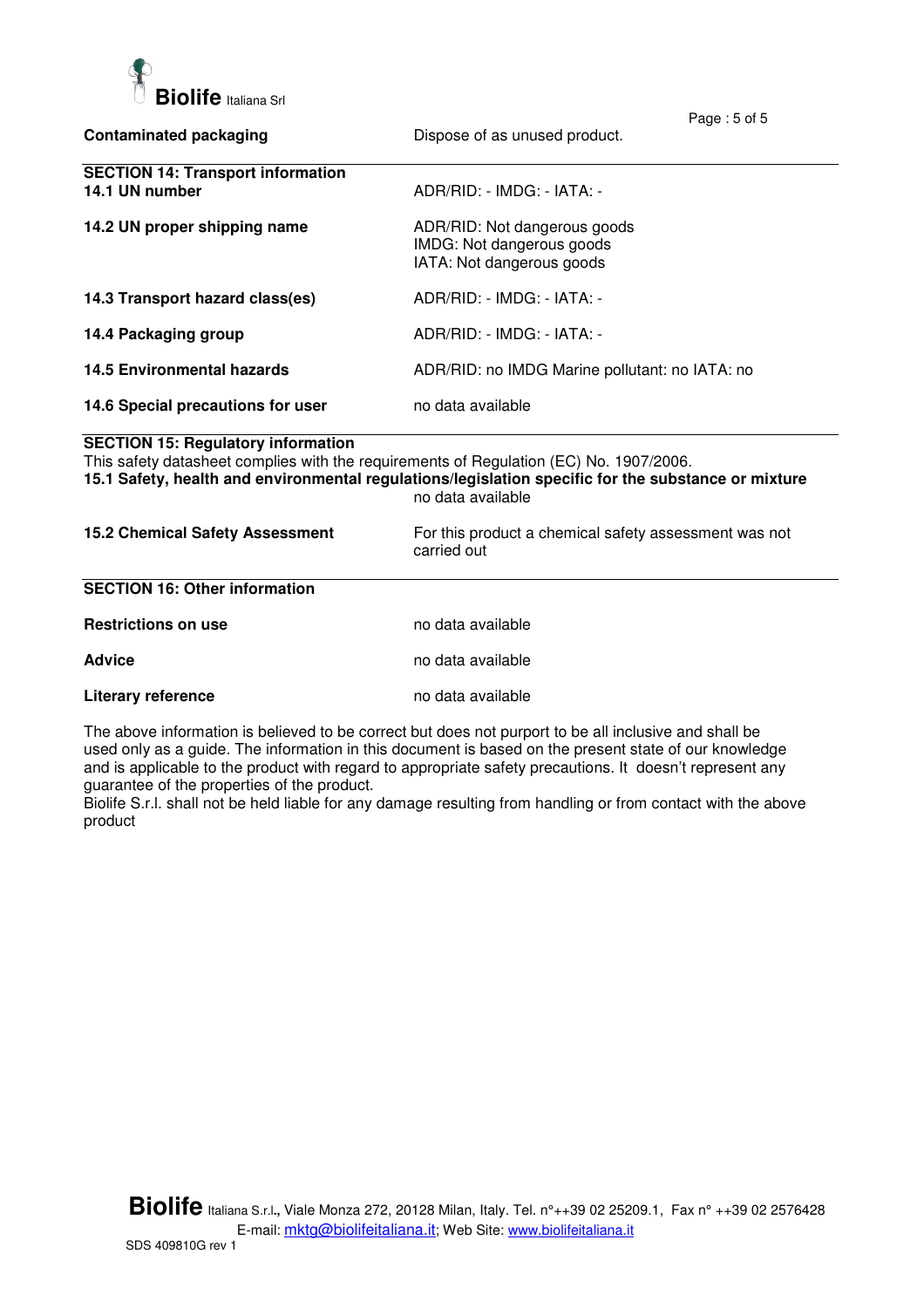| | |
|---|---|
| **Contaminated packaging** | Dispose of as unused product. |

## SECTION 14: Transport information

| | |
|---|---|
| **14.1 UN number** | ADR/RID: - IMDG: - IATA: - |
| **14.2 UN proper shipping name** | ADR/RID: Not dangerous goods<br>IMDG: Not dangerous goods<br>IATA: Not dangerous goods |
| **14.3 Transport hazard class(es)** | ADR/RID: - IMDG: - IATA: - |
| **14.4 Packaging group** | ADR/RID: - IMDG: - IATA: - |
| **14.5 Environmental hazards** | ADR/RID: no IMDG Marine pollutant: no IATA: no |
| **14.6 Special precautions for user** | no data available |

## SECTION 15: Regulatory information

This safety datasheet complies with the requirements of Regulation (EC) No. 1907/2006.

**15.1 Safety, health and environmental regulations/legislation specific for the substance or mixture**

no data available

| | |
|---|---|
| **15.2 Chemical Safety Assessment** | For this product a chemical safety assessment was not carried out |

## SECTION 16: Other information

| | |
|---|---|
| **Restrictions on use** | no data available |
| **Advice** | no data available |
| **Literary reference** | no data available |

The above information is believed to be correct but does not purport to be all inclusive and shall be used only as a guide. The information in this document is based on the present state of our knowledge and is applicable to the product with regard to appropriate safety precautions. It doesn't represent any guarantee of the properties of the product.
Biolife S.r.l. shall not be held liable for any damage resulting from handling or from contact with the above product